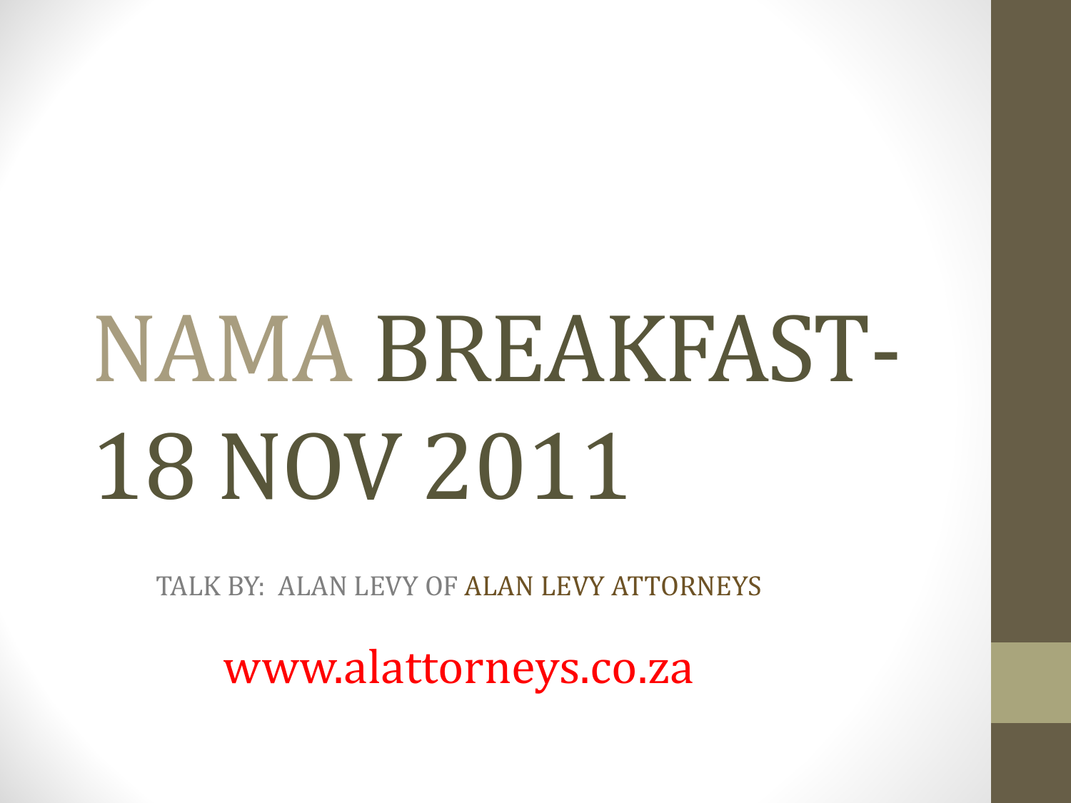# NAMA BREAKFAST- 18 NOV 2011

TALK BY: ALAN LEVY OF ALAN LEVY ATTORNEYS

www.alattorneys.co.za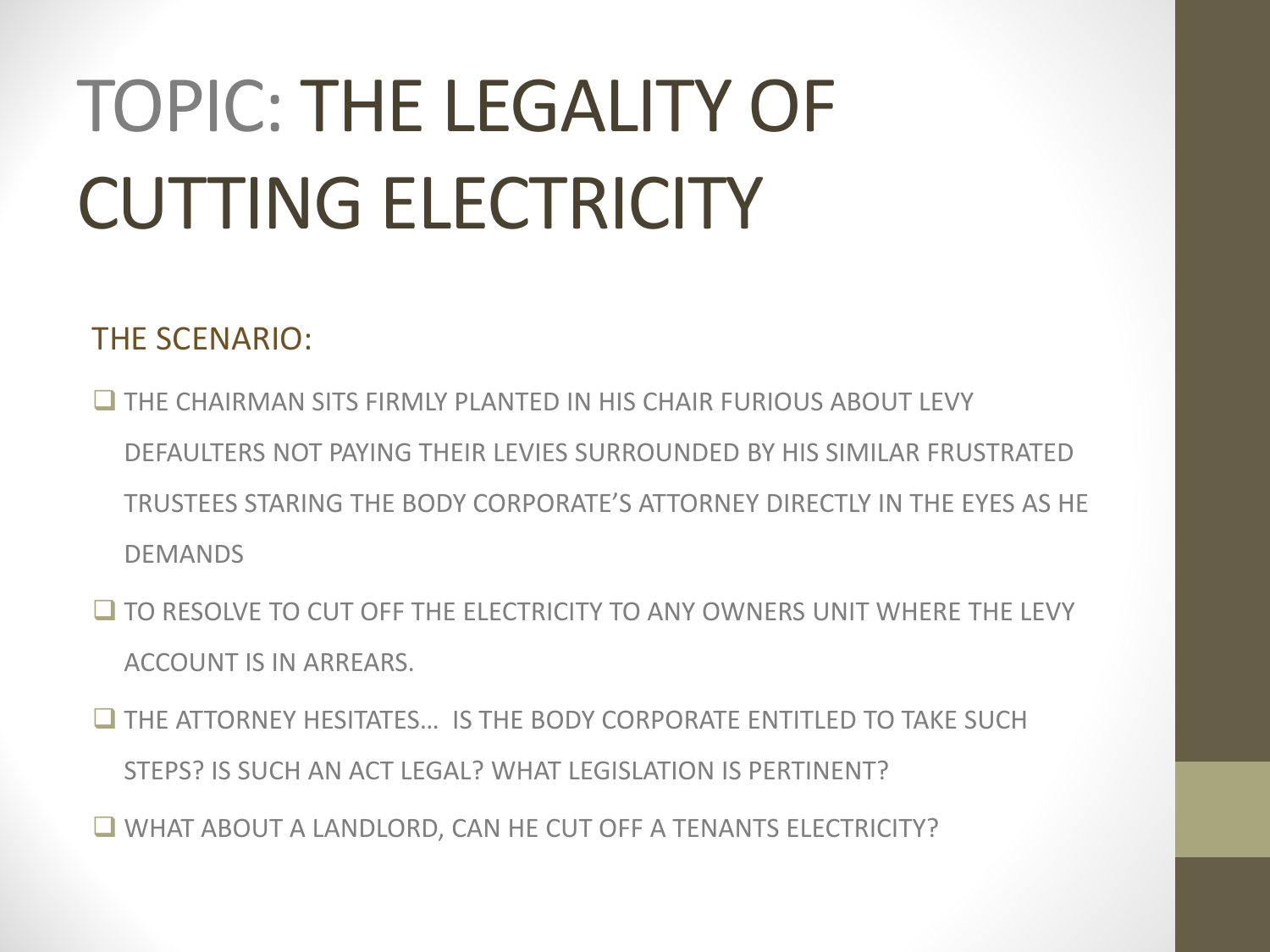# TOPIC: THE LEGALITY OF CUTTING ELECTRICITY

## THE SCENARIO:

- THE CHAIRMAN SITS FIRMLY PLANTED IN HIS CHAIR FURIOUS ABOUT LEVY DEFAULTERS NOT PAYING THEIR LEVIES SURROUNDED BY HIS SIMILAR FRUSTRATED TRUSTEES STARING THE BODY CORPORATE'S ATTORNEY DIRECTLY IN THE EYES AS HE DEMANDS
- TO RESOLVE TO CUT OFF THE ELECTRICITY TO ANY OWNERS UNIT WHERE THE LEVY ACCOUNT IS IN ARREARS.
- THE ATTORNEY HESITATES… IS THE BODY CORPORATE ENTITLED TO TAKE SUCH STEPS? IS SUCH AN ACT LEGAL? WHAT LEGISLATION IS PERTINENT?
- WHAT ABOUT A LANDLORD, CAN HE CUT OFF A TENANTS ELECTRICITY?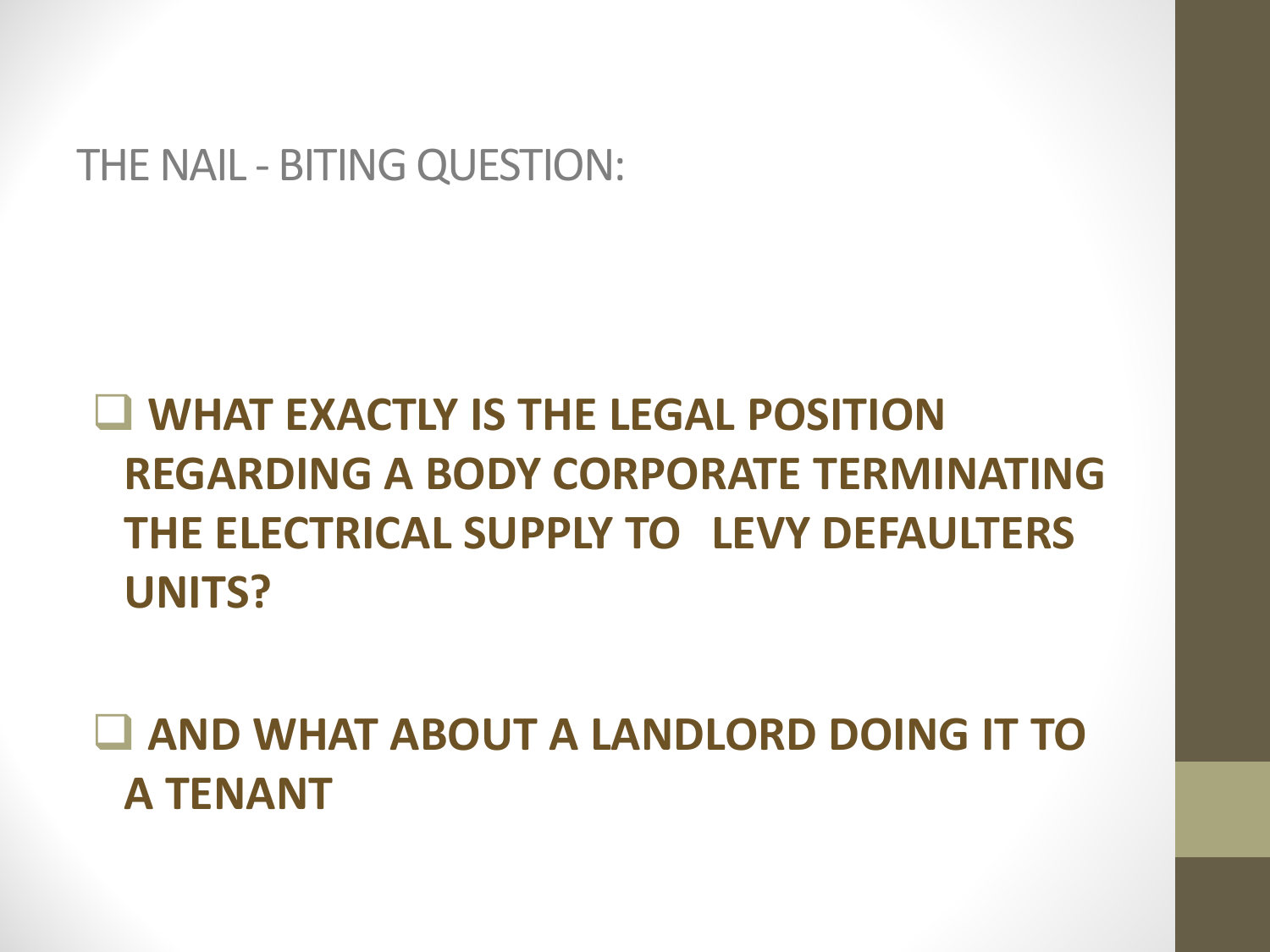# THE NAIL - BITING QUESTION:

- **WHAT EXACTLY IS THE LEGAL POSITION REGARDING A BODY CORPORATE TERMINATING THE ELECTRICAL SUPPLY TO LEVY DEFAULTERS UNITS?**

- **AND WHAT ABOUT A LANDLORD DOING IT TO A TENANT**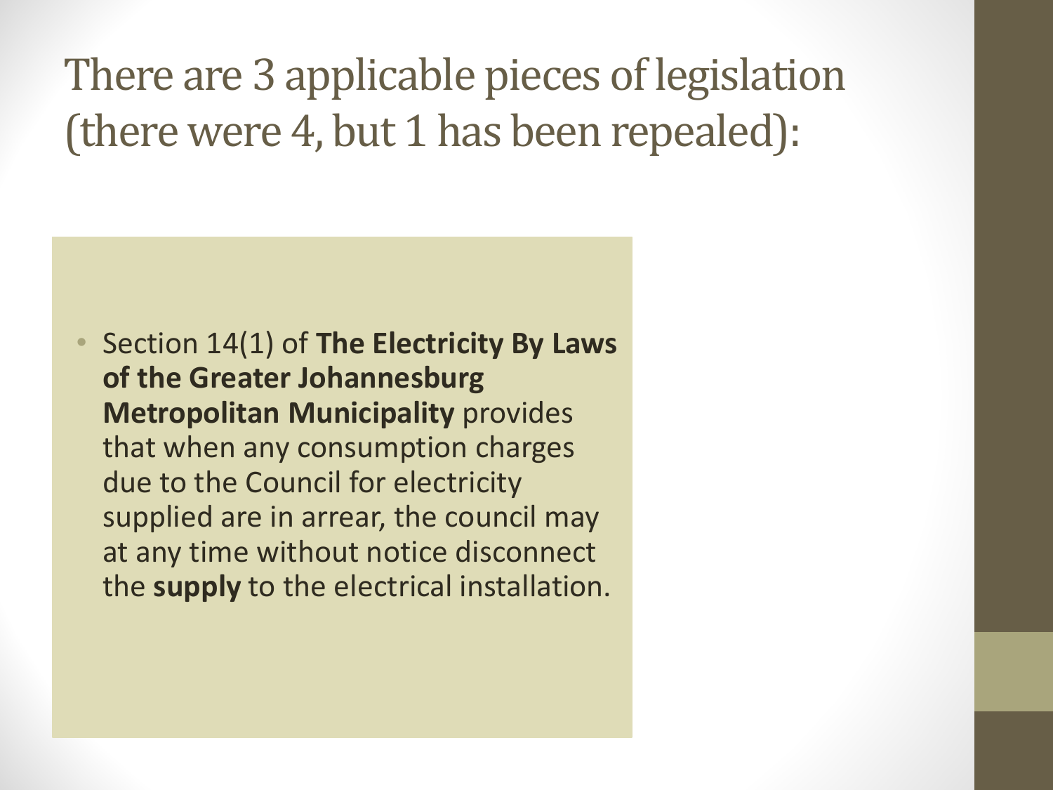# There are 3 applicable pieces of legislation (there were 4, but 1 has been repealed):

- Section 14(1) of **The Electricity By Laws of the Greater Johannesburg Metropolitan Municipality** provides that when any consumption charges due to the Council for electricity supplied are in arrear, the council may at any time without notice disconnect the **supply** to the electrical installation.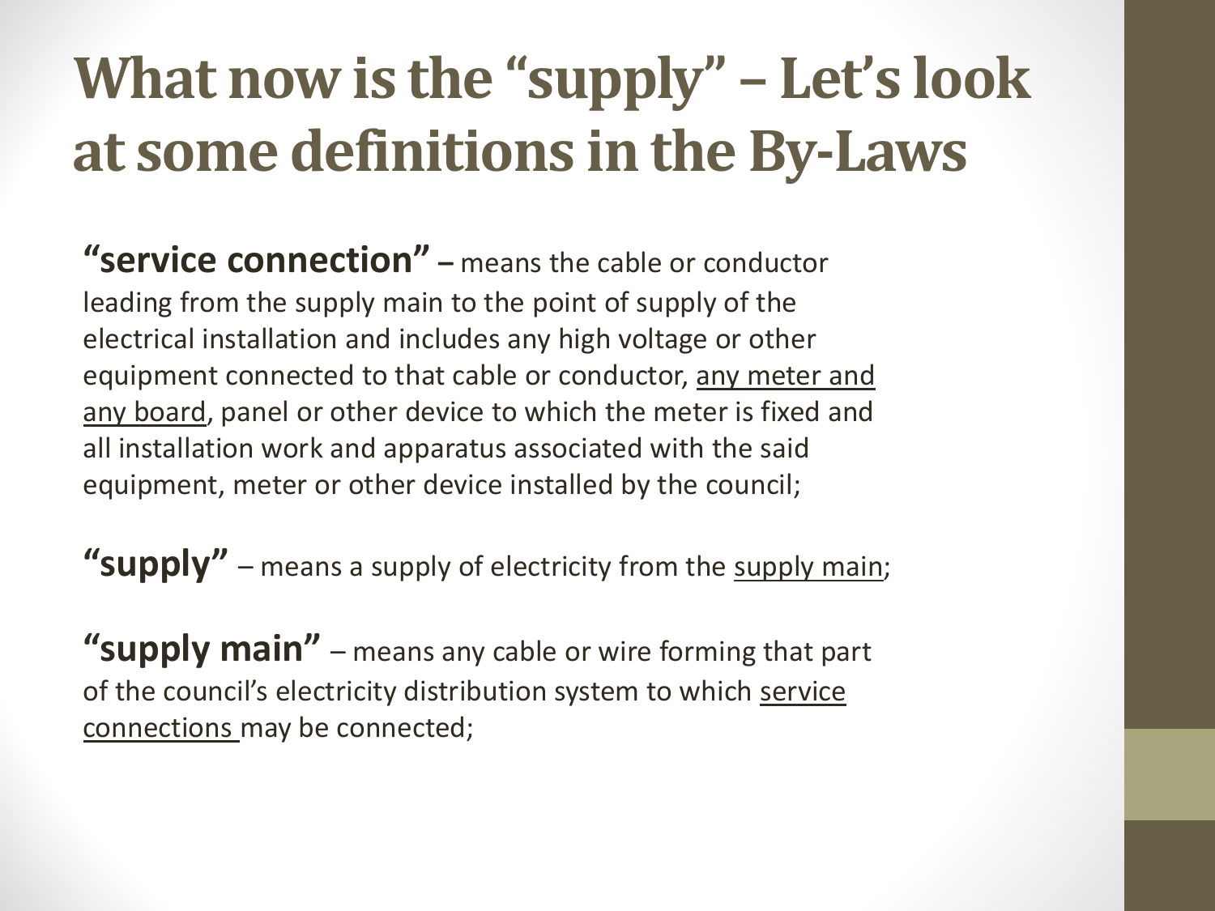# What now is the "supply" – Let's look at some definitions in the By-Laws

**"service connection" –** means the cable or conductor leading from the supply main to the point of supply of the electrical installation and includes any high voltage or other equipment connected to that cable or conductor, <u>any meter and any board</u>, panel or other device to which the meter is fixed and all installation work and apparatus associated with the said equipment, meter or other device installed by the council;

**"supply"** – means a supply of electricity from the <u>supply main</u>;

**"supply main"** – means any cable or wire forming that part of the council's electricity distribution system to which <u>service connections</u> may be connected;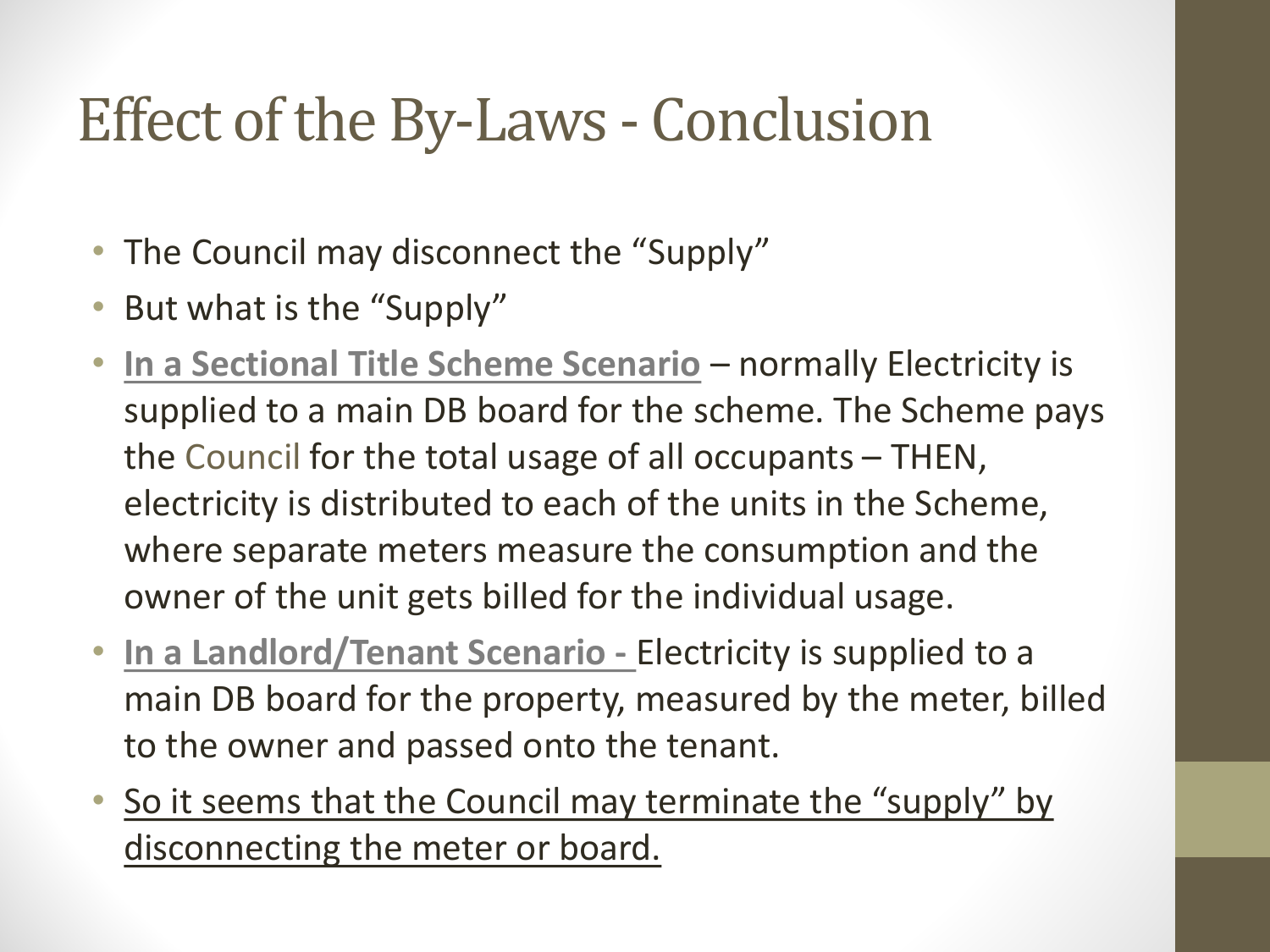# Effect of the By-Laws - Conclusion

- The Council may disconnect the "Supply"
- But what is the "Supply"
- **In a Sectional Title Scheme Scenario** – normally Electricity is supplied to a main DB board for the scheme. The Scheme pays the Council for the total usage of all occupants – THEN, electricity is distributed to each of the units in the Scheme, where separate meters measure the consumption and the owner of the unit gets billed for the individual usage.
- **In a Landlord/Tenant Scenario -** Electricity is supplied to a main DB board for the property, measured by the meter, billed to the owner and passed onto the tenant.
- So it seems that the Council may terminate the "supply" by disconnecting the meter or board.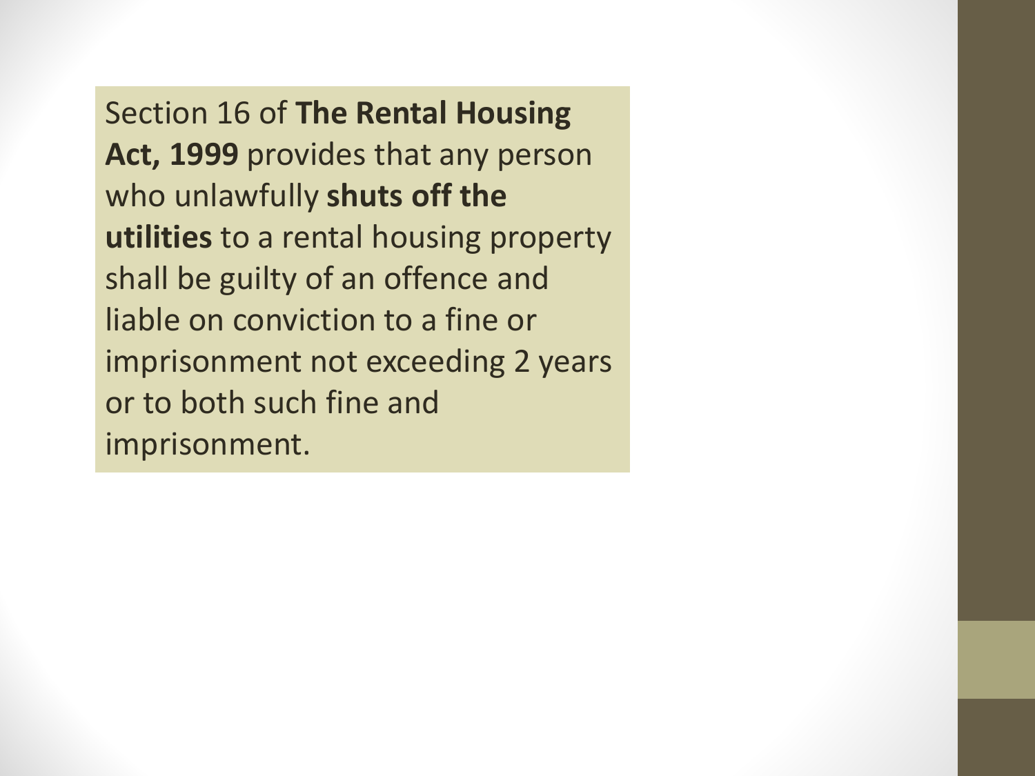Section 16 of **The Rental Housing Act, 1999** provides that any person who unlawfully **shuts off the utilities** to a rental housing property shall be guilty of an offence and liable on conviction to a fine or imprisonment not exceeding 2 years or to both such fine and imprisonment.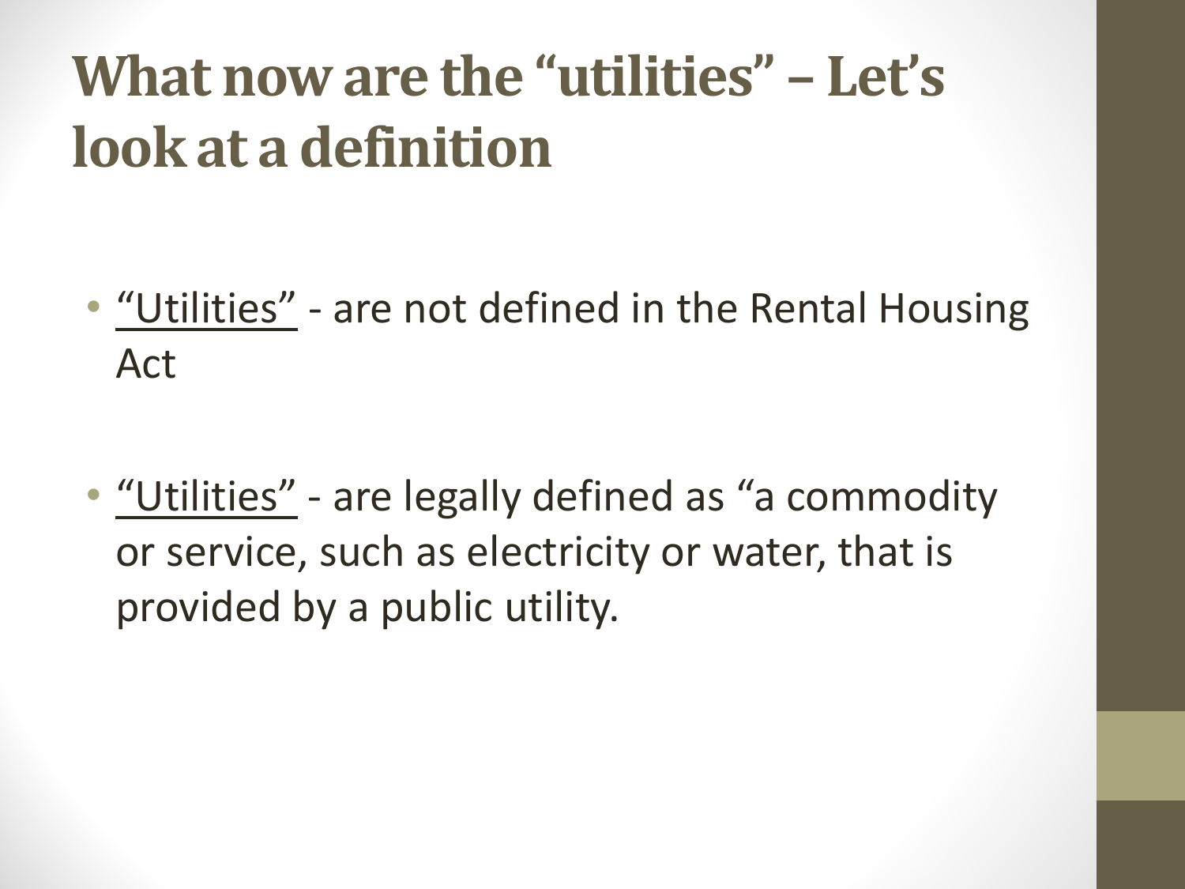# What now are the "utilities" – Let's look at a definition

- "Utilities" - are not defined in the Rental Housing Act

- "Utilities" - are legally defined as "a commodity or service, such as electricity or water, that is provided by a public utility.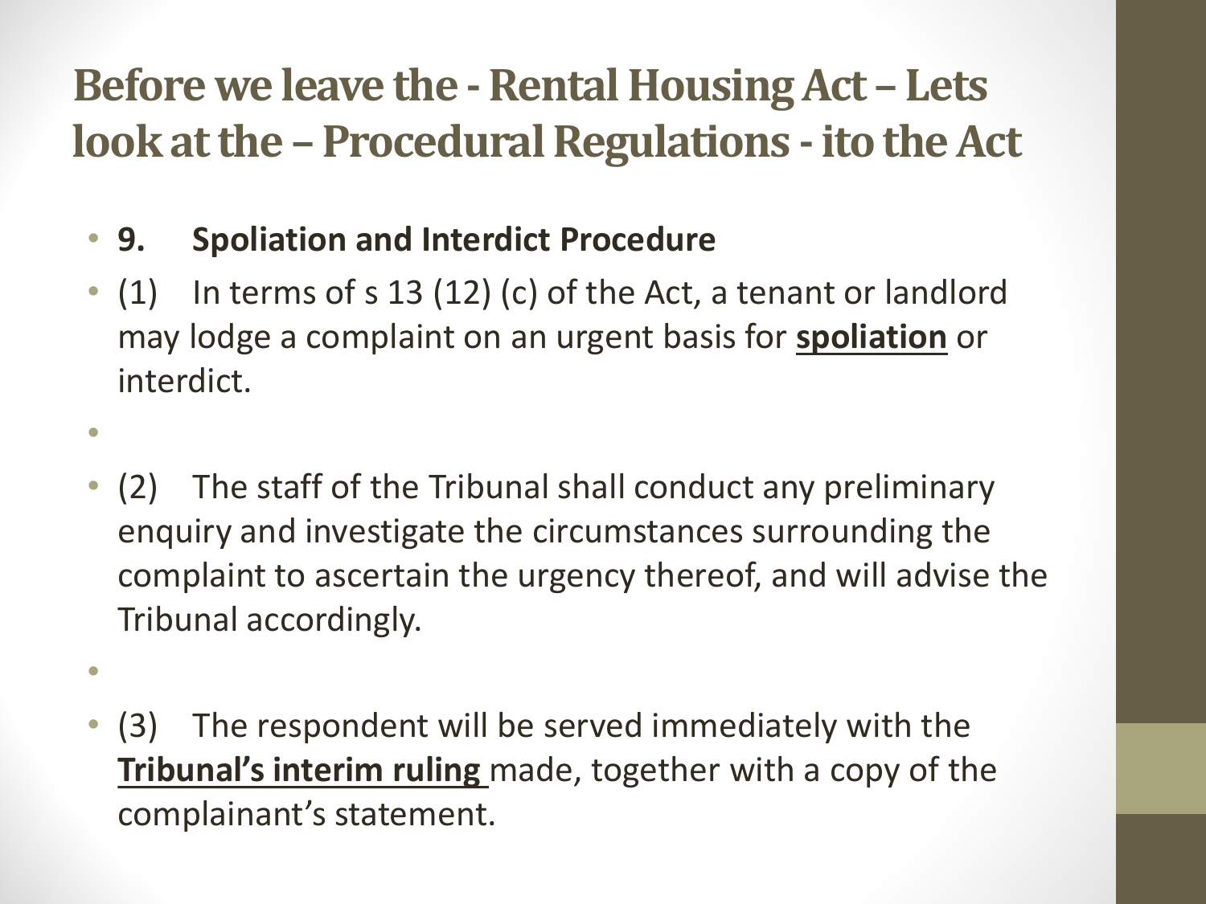# Before we leave the - Rental Housing Act – Lets look at the – Procedural Regulations - ito the Act

- **9. Spoliation and Interdict Procedure**
- (1) In terms of s 13 (12) (c) of the Act, a tenant or landlord may lodge a complaint on an urgent basis for **<u>spoliation</u>** or interdict.
- (2) The staff of the Tribunal shall conduct any preliminary enquiry and investigate the circumstances surrounding the complaint to ascertain the urgency thereof, and will advise the Tribunal accordingly.
- (3) The respondent will be served immediately with the **<u>Tribunal's interim ruling</u>** made, together with a copy of the complainant's statement.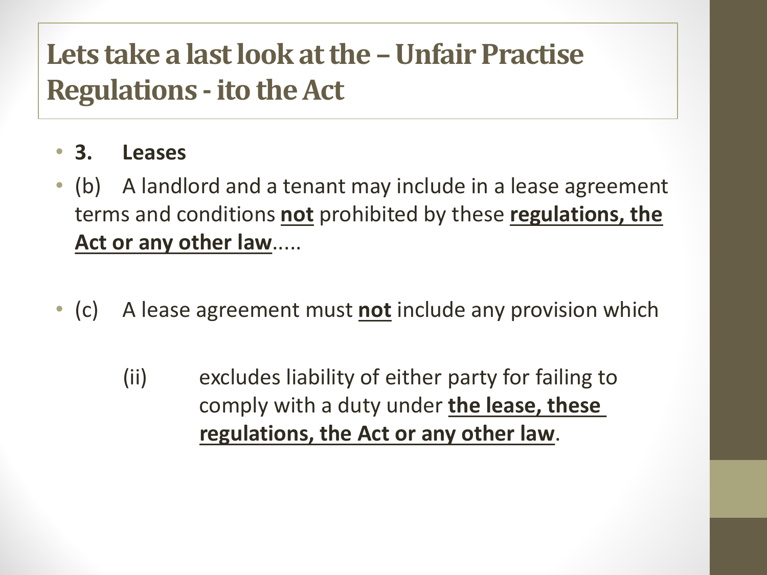# Lets take a last look at the – Unfair Practise Regulations - ito the Act

- **3. Leases**
- (b) A landlord and a tenant may include in a lease agreement terms and conditions **<u>not</u>** prohibited by these **<u>regulations, the Act or any other law</u>**.....

- (c) A lease agreement must **<u>not</u>** include any provision which

    (ii) excludes liability of either party for failing to comply with a duty under **<u>the lease, these regulations, the Act or any other law</u>**.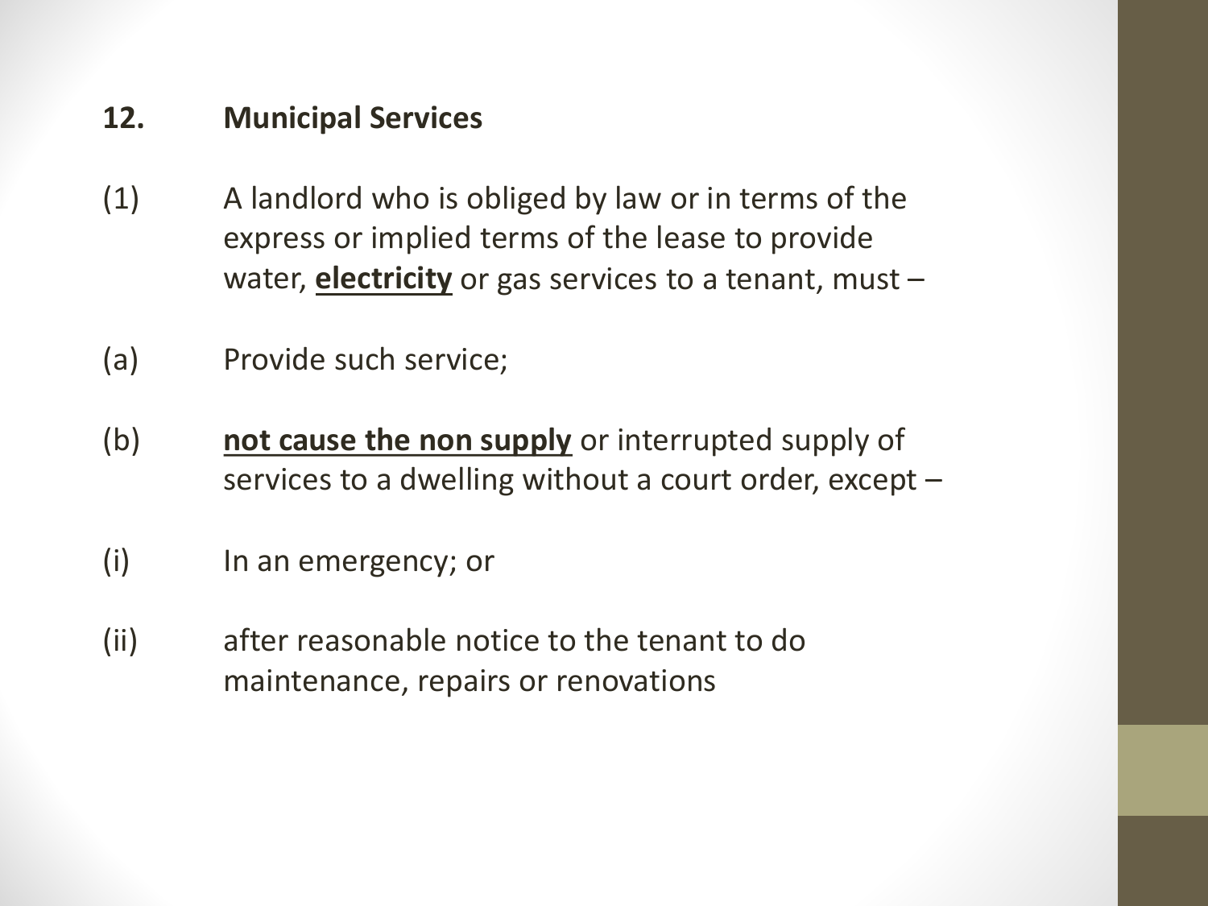## 12. Municipal Services

(1) A landlord who is obliged by law or in terms of the express or implied terms of the lease to provide water, <u>**electricity**</u> or gas services to a tenant, must –

(a) Provide such service;

(b) <u>**not cause the non supply**</u> or interrupted supply of services to a dwelling without a court order, except –

(i) In an emergency; or

(ii) after reasonable notice to the tenant to do maintenance, repairs or renovations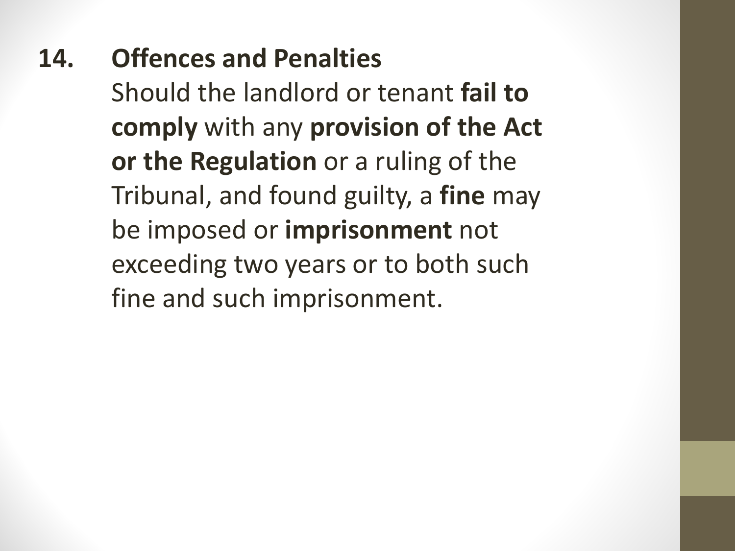**14. Offences and Penalties**

Should the landlord or tenant **fail to comply** with any **provision of the Act or the Regulation** or a ruling of the Tribunal, and found guilty, a **fine** may be imposed or **imprisonment** not exceeding two years or to both such fine and such imprisonment.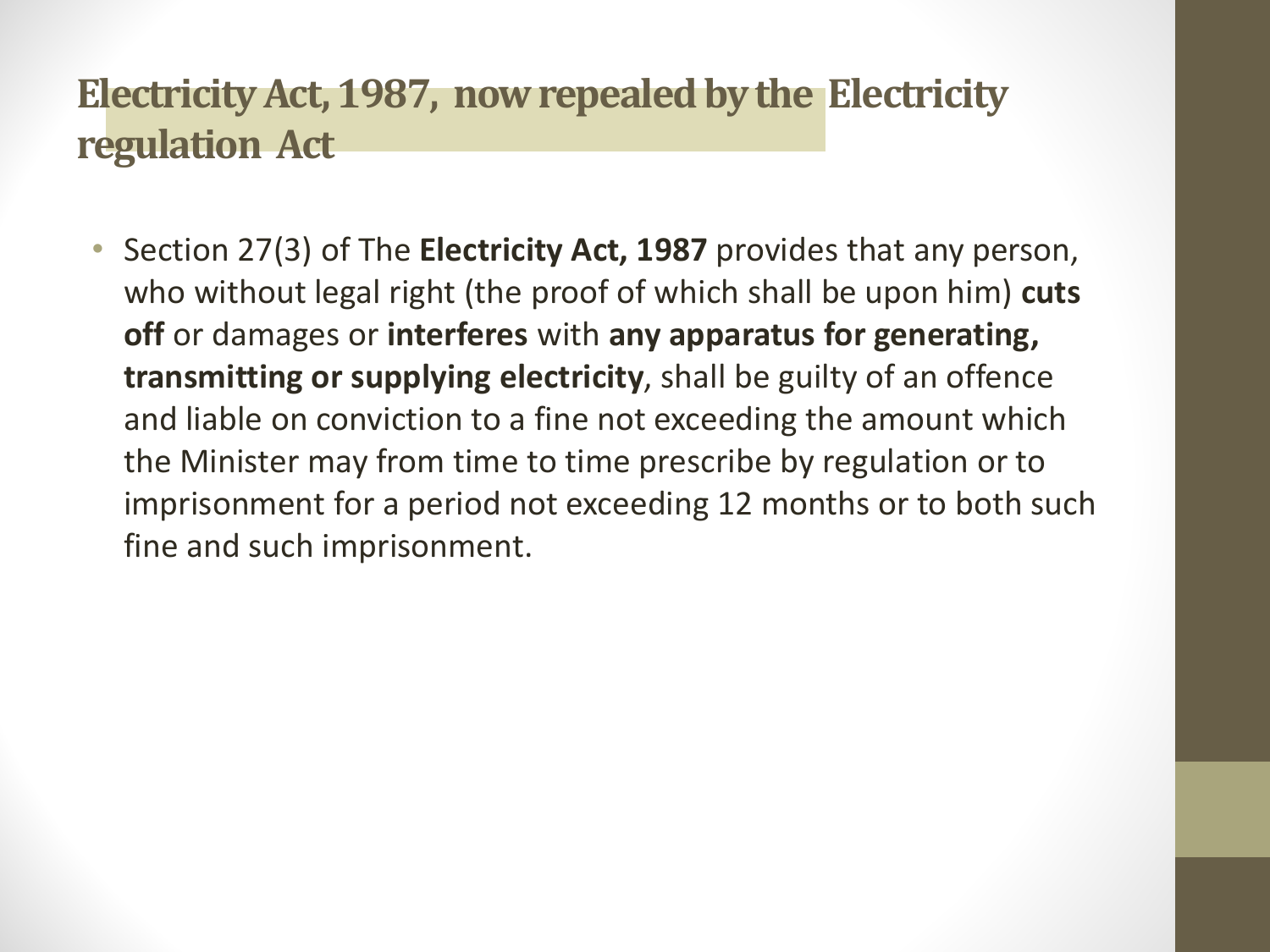## Electricity Act, 1987, now repealed by the Electricity regulation Act

- Section 27(3) of The **Electricity Act, 1987** provides that any person, who without legal right (the proof of which shall be upon him) **cuts off** or damages or **interferes** with **any apparatus for generating, transmitting or supplying electricity**, shall be guilty of an offence and liable on conviction to a fine not exceeding the amount which the Minister may from time to time prescribe by regulation or to imprisonment for a period not exceeding 12 months or to both such fine and such imprisonment.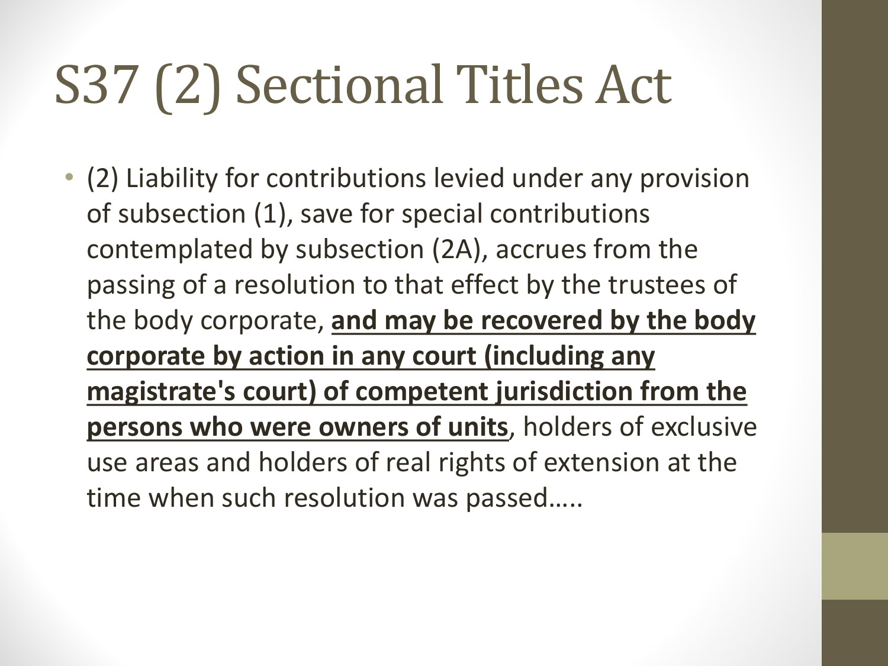# S37 (2) Sectional Titles Act

- (2) Liability for contributions levied under any provision of subsection (1), save for special contributions contemplated by subsection (2A), accrues from the passing of a resolution to that effect by the trustees of the body corporate, **and may be recovered by the body corporate by action in any court (including any magistrate's court) of competent jurisdiction from the persons who were owners of units**, holders of exclusive use areas and holders of real rights of extension at the time when such resolution was passed…..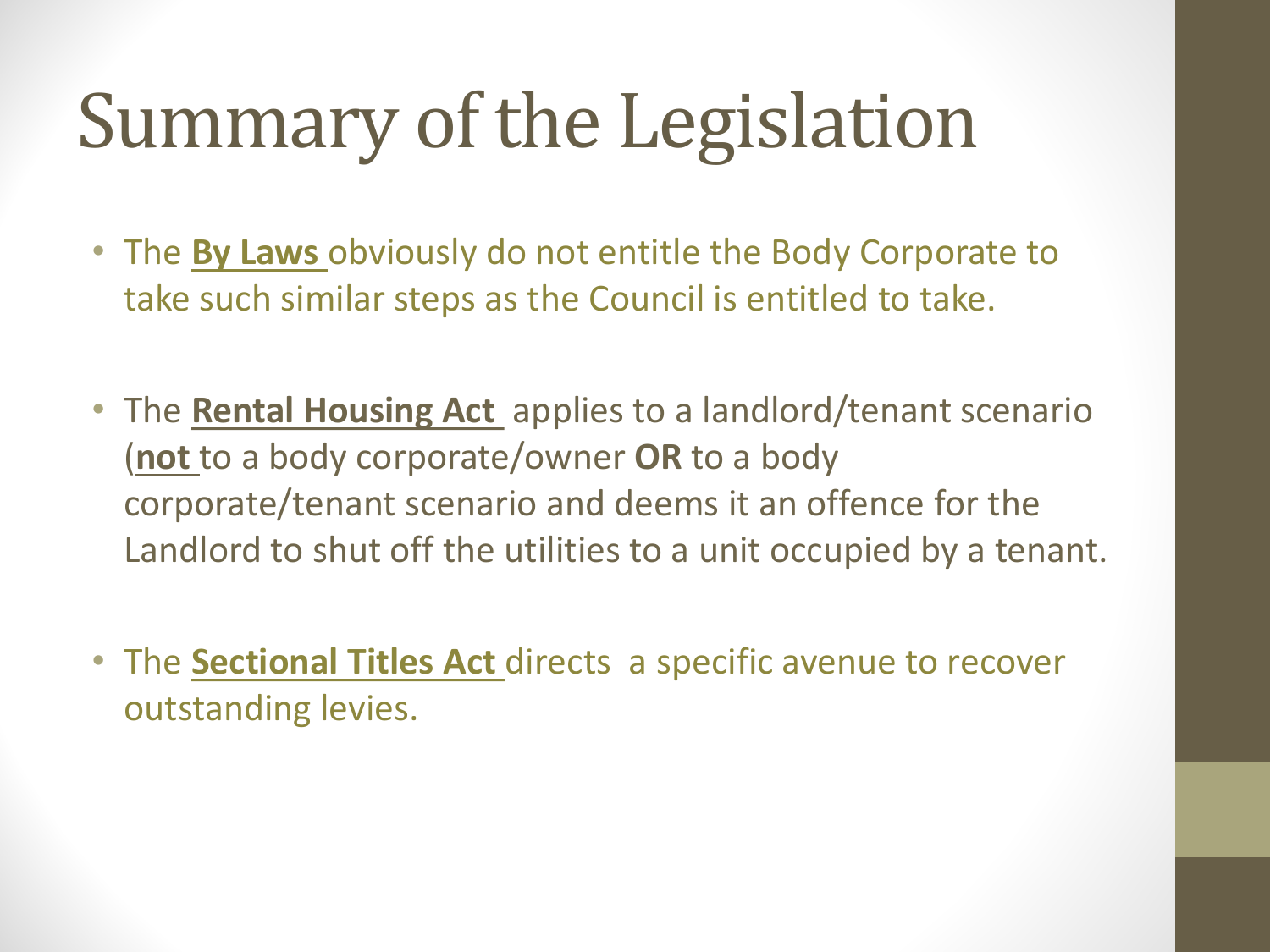# Summary of the Legislation

- The **By Laws** obviously do not entitle the Body Corporate to take such similar steps as the Council is entitled to take.
- The **Rental Housing Act** applies to a landlord/tenant scenario (**not** to a body corporate/owner **OR** to a body corporate/tenant scenario and deems it an offence for the Landlord to shut off the utilities to a unit occupied by a tenant.
- The **Sectional Titles Act** directs a specific avenue to recover outstanding levies.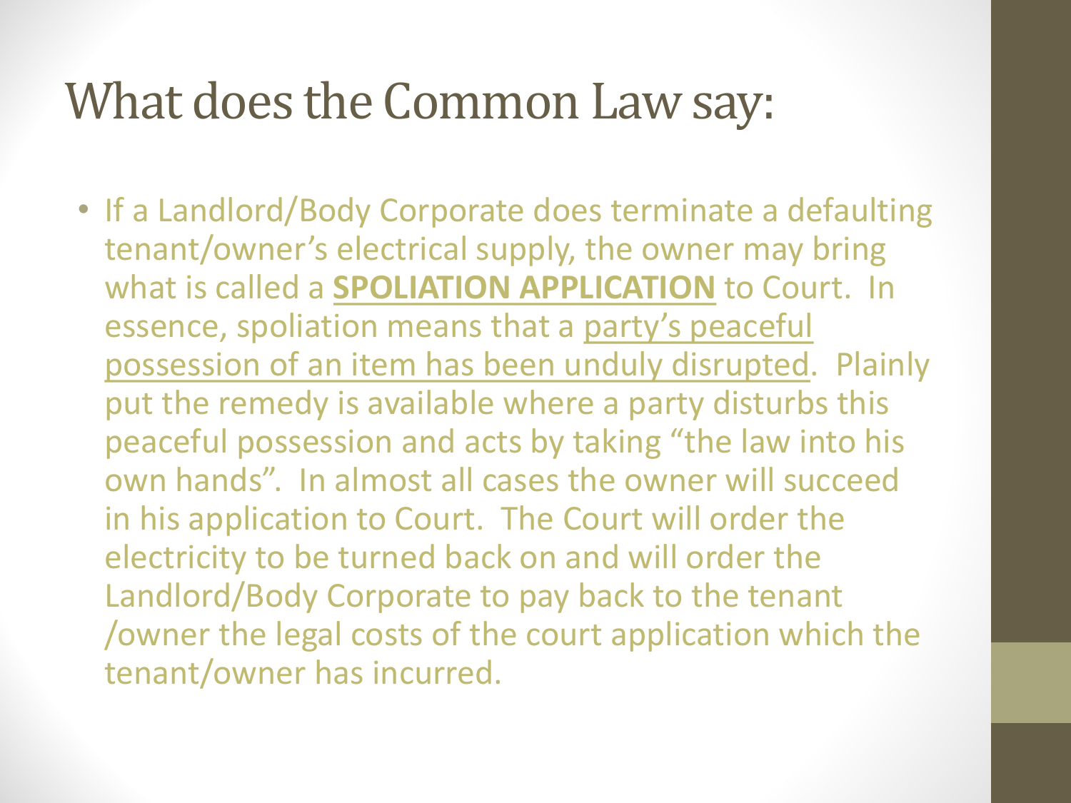# What does the Common Law say:

- If a Landlord/Body Corporate does terminate a defaulting tenant/owner's electrical supply, the owner may bring what is called a **SPOLIATION APPLICATION** to Court. In essence, spoliation means that a party's peaceful possession of an item has been unduly disrupted. Plainly put the remedy is available where a party disturbs this peaceful possession and acts by taking "the law into his own hands". In almost all cases the owner will succeed in his application to Court. The Court will order the electricity to be turned back on and will order the Landlord/Body Corporate to pay back to the tenant /owner the legal costs of the court application which the tenant/owner has incurred.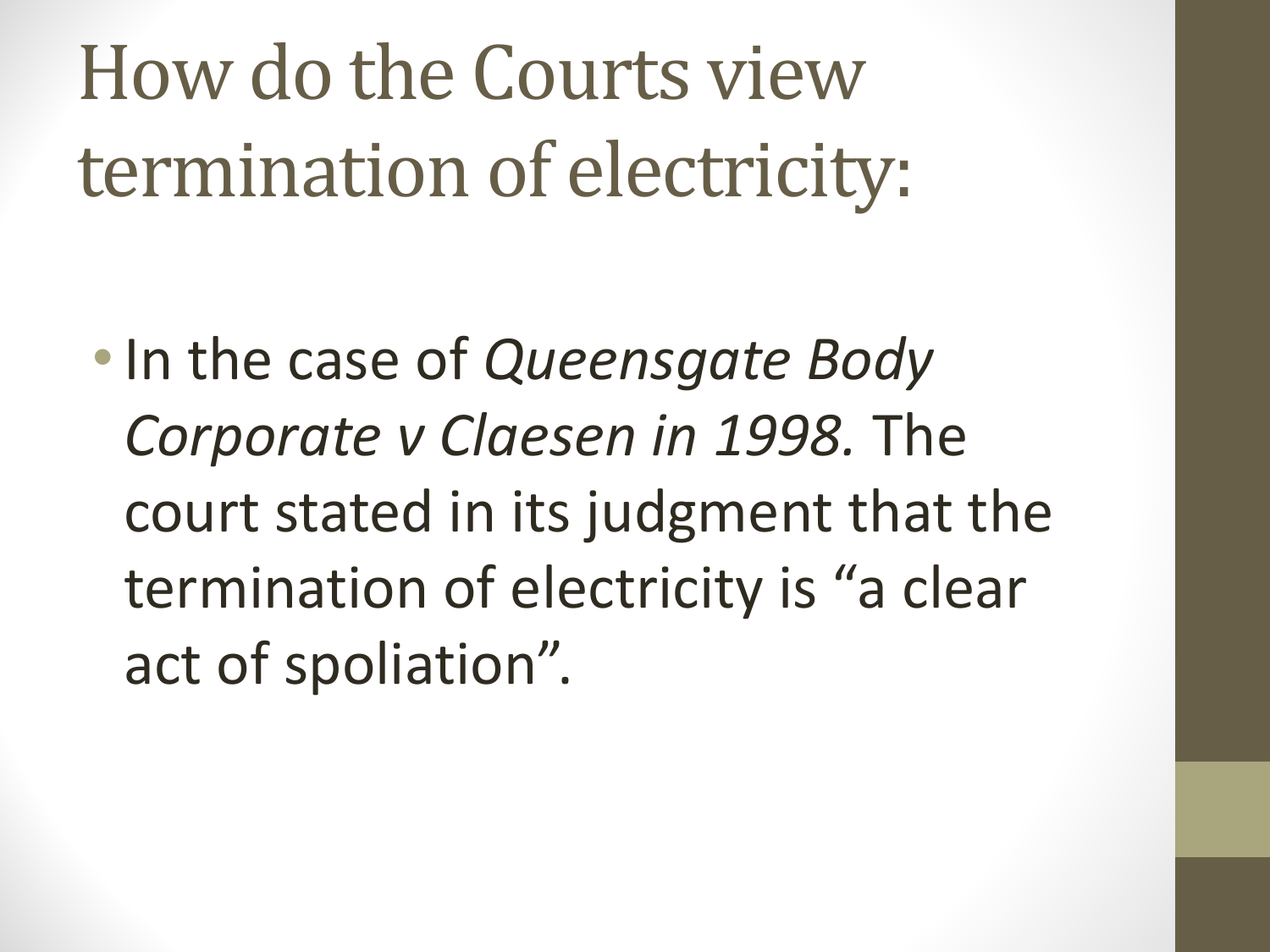# How do the Courts view termination of electricity:

- In the case of *Queensgate Body Corporate v Claesen in 1998.* The court stated in its judgment that the termination of electricity is “a clear act of spoliation”.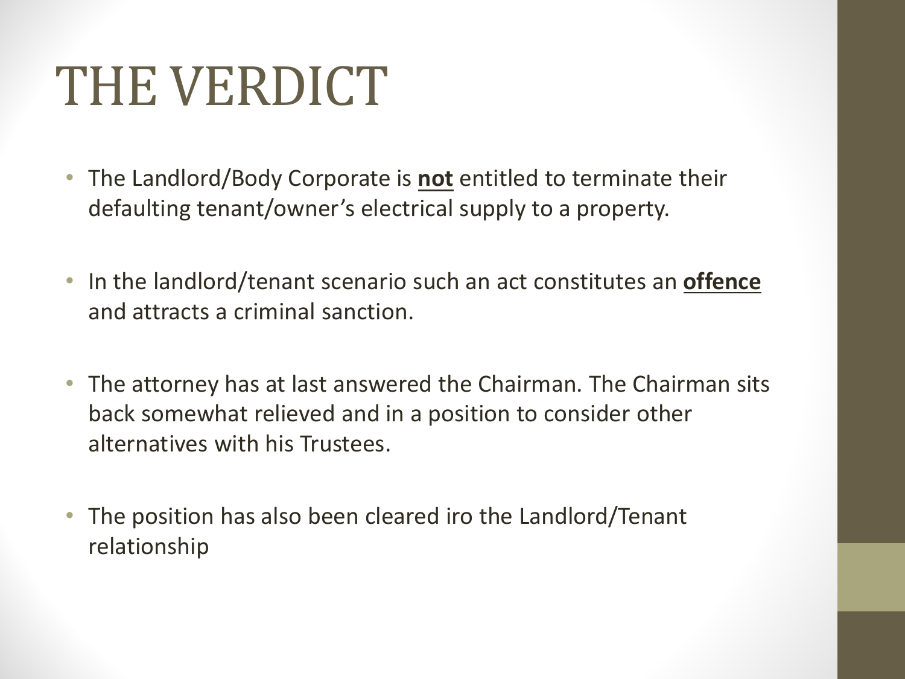# THE VERDICT

- The Landlord/Body Corporate is **not** entitled to terminate their defaulting tenant/owner's electrical supply to a property.
- In the landlord/tenant scenario such an act constitutes an **offence** and attracts a criminal sanction.
- The attorney has at last answered the Chairman. The Chairman sits back somewhat relieved and in a position to consider other alternatives with his Trustees.
- The position has also been cleared iro the Landlord/Tenant relationship